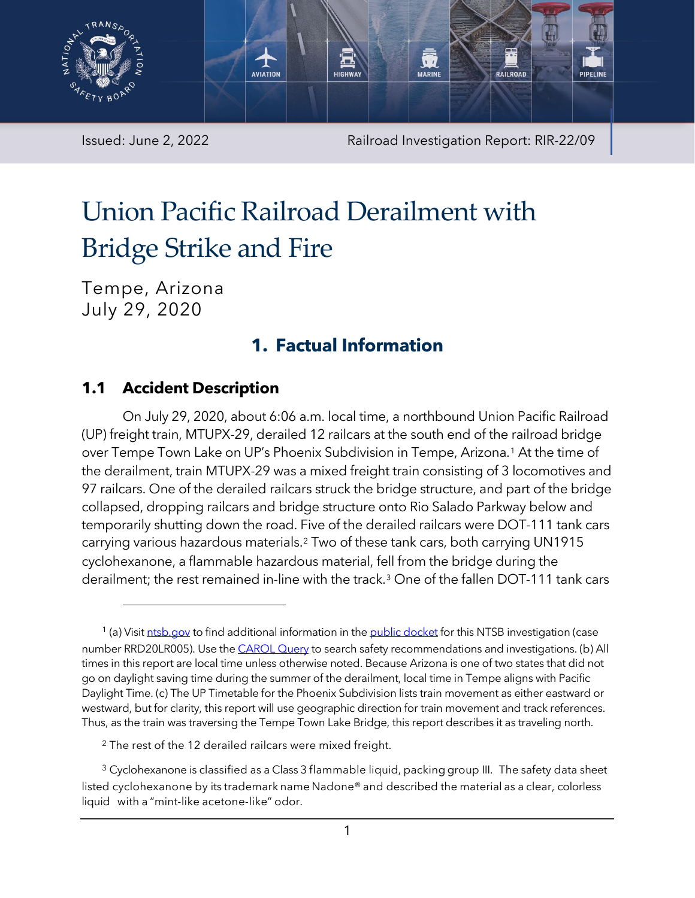Issued: June 2, 2022 Railroad Investigation Report: RIR-22/09

# Union Pacific Railroad Derailment with Bridge Strike and Fire

Tempe, Arizona
July 29, 2020

## 1. Factual Information

### 1.1 Accident Description

On July 29, 2020, about 6:06 a.m. local time, a northbound Union Pacific Railroad (UP) freight train, MTUPX-29, derailed 12 railcars at the south end of the railroad bridge over Tempe Town Lake on UP's Phoenix Subdivision in Tempe, Arizona.[1] At the time of the derailment, train MTUPX-29 was a mixed freight train consisting of 3 locomotives and 97 railcars. One of the derailed railcars struck the bridge structure, and part of the bridge collapsed, dropping railcars and bridge structure onto Rio Salado Parkway below and temporarily shutting down the road. Five of the derailed railcars were DOT-111 tank cars carrying various hazardous materials.[2] Two of these tank cars, both carrying UN1915 cyclohexanone, a flammable hazardous material, fell from the bridge during the derailment; the rest remained in-line with the track.[3] One of the fallen DOT-111 tank cars

[1] (a) Visit ntsb.gov to find additional information in the public docket for this NTSB investigation (case number RRD20LR005). Use the CAROL Query to search safety recommendations and investigations. (b) All times in this report are local time unless otherwise noted. Because Arizona is one of two states that did not go on daylight saving time during the summer of the derailment, local time in Tempe aligns with Pacific Daylight Time. (c) The UP Timetable for the Phoenix Subdivision lists train movement as either eastward or westward, but for clarity, this report will use geographic direction for train movement and track references. Thus, as the train was traversing the Tempe Town Lake Bridge, this report describes it as traveling north.

[2] The rest of the 12 derailed railcars were mixed freight.

[3] Cyclohexanone is classified as a Class 3 flammable liquid, packing group III. The safety data sheet listed cyclohexanone by its trademark name Nadone® and described the material as a clear, colorless liquid with a "mint-like acetone-like" odor.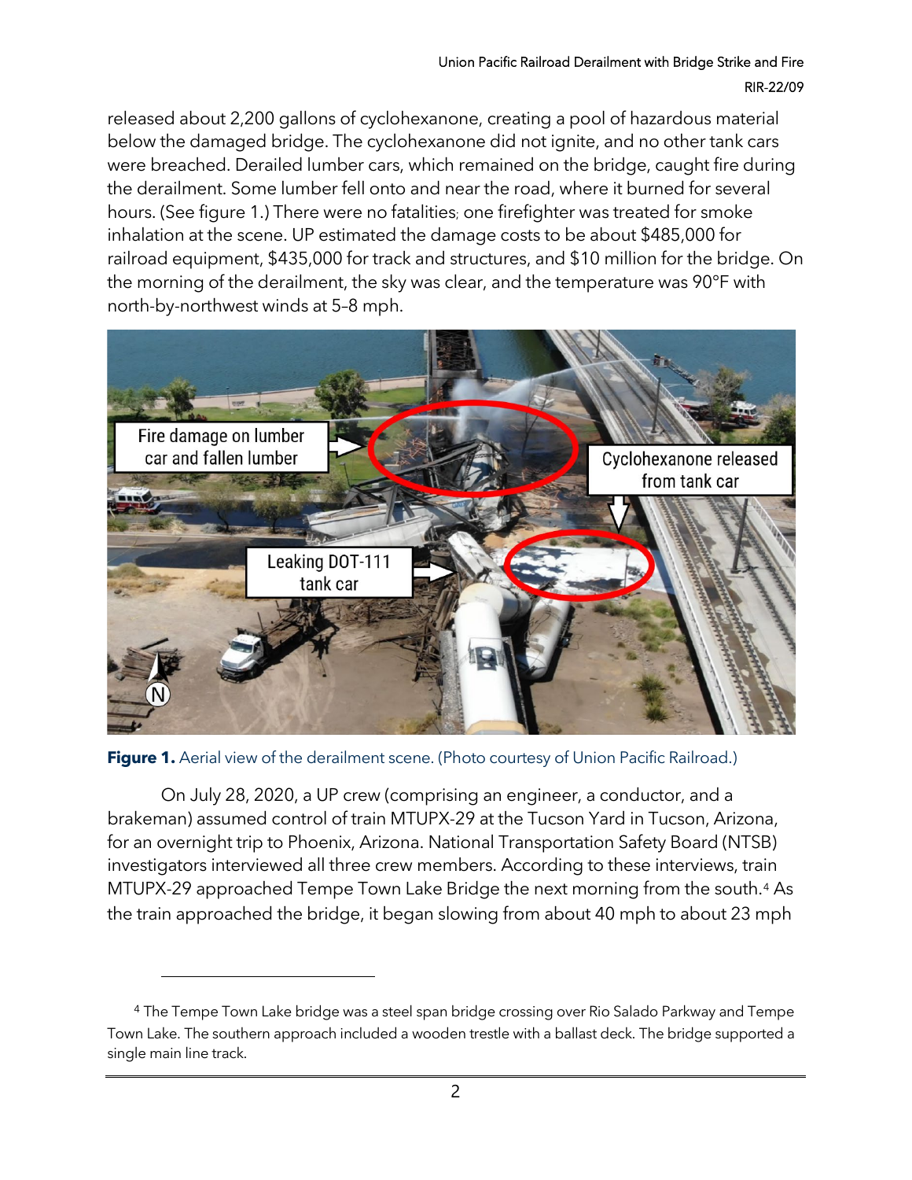released about 2,200 gallons of cyclohexanone, creating a pool of hazardous material below the damaged bridge. The cyclohexanone did not ignite, and no other tank cars were breached. Derailed lumber cars, which remained on the bridge, caught fire during the derailment. Some lumber fell onto and near the road, where it burned for several hours. (See figure 1.) There were no fatalities; one firefighter was treated for smoke inhalation at the scene. UP estimated the damage costs to be about $485,000 for railroad equipment, $435,000 for track and structures, and $10 million for the bridge. On the morning of the derailment, the sky was clear, and the temperature was 90°F with north-by-northwest winds at 5–8 mph.

**Figure 1.** Aerial view of the derailment scene. (Photo courtesy of Union Pacific Railroad.)

On July 28, 2020, a UP crew (comprising an engineer, a conductor, and a brakeman) assumed control of train MTUPX-29 at the Tucson Yard in Tucson, Arizona, for an overnight trip to Phoenix, Arizona. National Transportation Safety Board (NTSB) investigators interviewed all three crew members. According to these interviews, train MTUPX-29 approached Tempe Town Lake Bridge the next morning from the south.[4] As the train approached the bridge, it began slowing from about 40 mph to about 23 mph

[4] The Tempe Town Lake bridge was a steel span bridge crossing over Rio Salado Parkway and Tempe Town Lake. The southern approach included a wooden trestle with a ballast deck. The bridge supported a single main line track.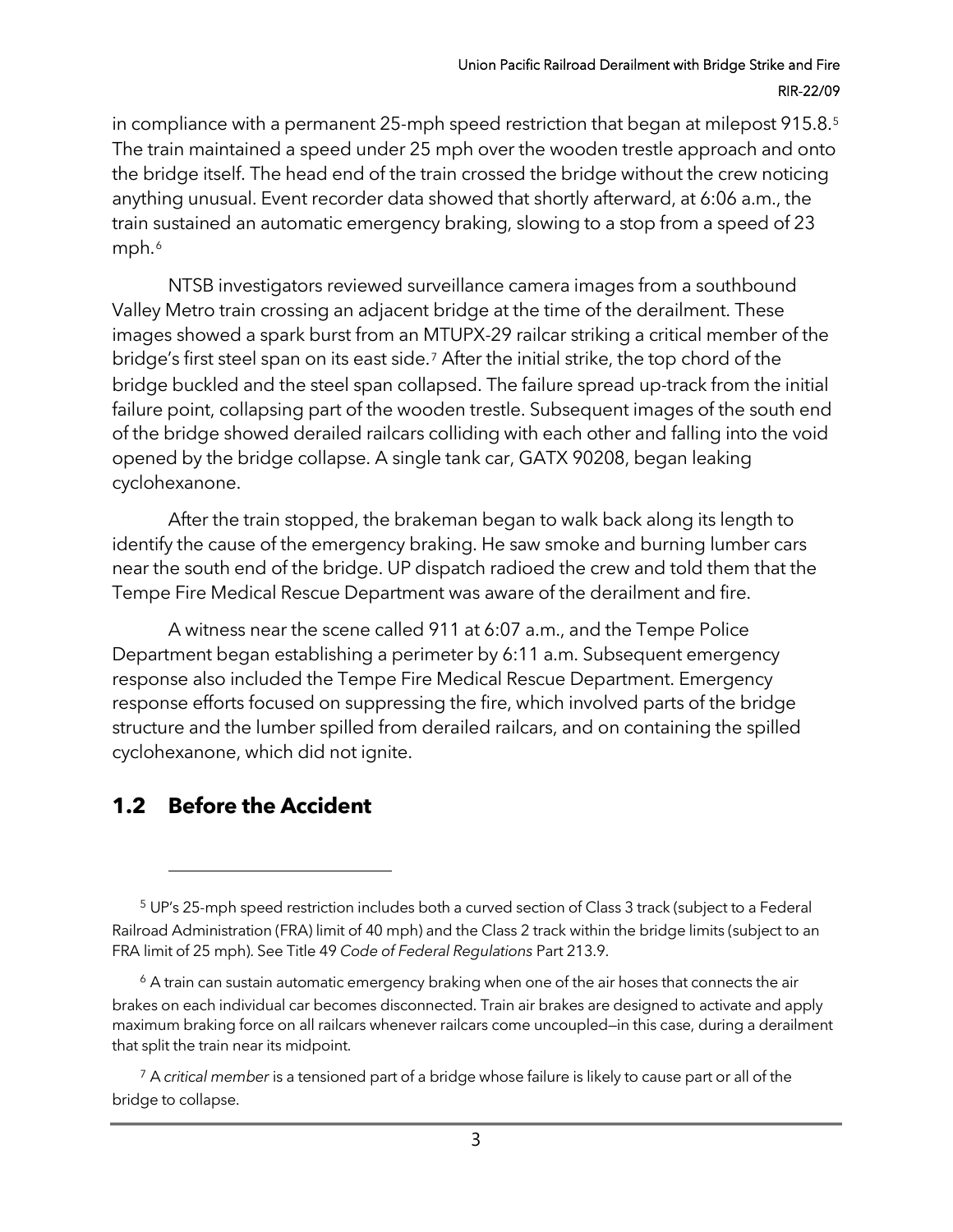in compliance with a permanent 25-mph speed restriction that began at milepost 915.8.[5] The train maintained a speed under 25 mph over the wooden trestle approach and onto the bridge itself. The head end of the train crossed the bridge without the crew noticing anything unusual. Event recorder data showed that shortly afterward, at 6:06 a.m., the train sustained an automatic emergency braking, slowing to a stop from a speed of 23 mph.[6]

NTSB investigators reviewed surveillance camera images from a southbound Valley Metro train crossing an adjacent bridge at the time of the derailment. These images showed a spark burst from an MTUPX-29 railcar striking a critical member of the bridge's first steel span on its east side.[7] After the initial strike, the top chord of the bridge buckled and the steel span collapsed. The failure spread up-track from the initial failure point, collapsing part of the wooden trestle. Subsequent images of the south end of the bridge showed derailed railcars colliding with each other and falling into the void opened by the bridge collapse. A single tank car, GATX 90208, began leaking cyclohexanone.

After the train stopped, the brakeman began to walk back along its length to identify the cause of the emergency braking. He saw smoke and burning lumber cars near the south end of the bridge. UP dispatch radioed the crew and told them that the Tempe Fire Medical Rescue Department was aware of the derailment and fire.

A witness near the scene called 911 at 6:07 a.m., and the Tempe Police Department began establishing a perimeter by 6:11 a.m. Subsequent emergency response also included the Tempe Fire Medical Rescue Department. Emergency response efforts focused on suppressing the fire, which involved parts of the bridge structure and the lumber spilled from derailed railcars, and on containing the spilled cyclohexanone, which did not ignite.

## 1.2 Before the Accident

---

[5] UP's 25-mph speed restriction includes both a curved section of Class 3 track (subject to a Federal Railroad Administration (FRA) limit of 40 mph) and the Class 2 track within the bridge limits (subject to an FRA limit of 25 mph). See Title 49 *Code of Federal Regulations* Part 213.9.

[6] A train can sustain automatic emergency braking when one of the air hoses that connects the air brakes on each individual car becomes disconnected. Train air brakes are designed to activate and apply maximum braking force on all railcars whenever railcars come uncoupled—in this case, during a derailment that split the train near its midpoint.

[7] A *critical member* is a tensioned part of a bridge whose failure is likely to cause part or all of the bridge to collapse.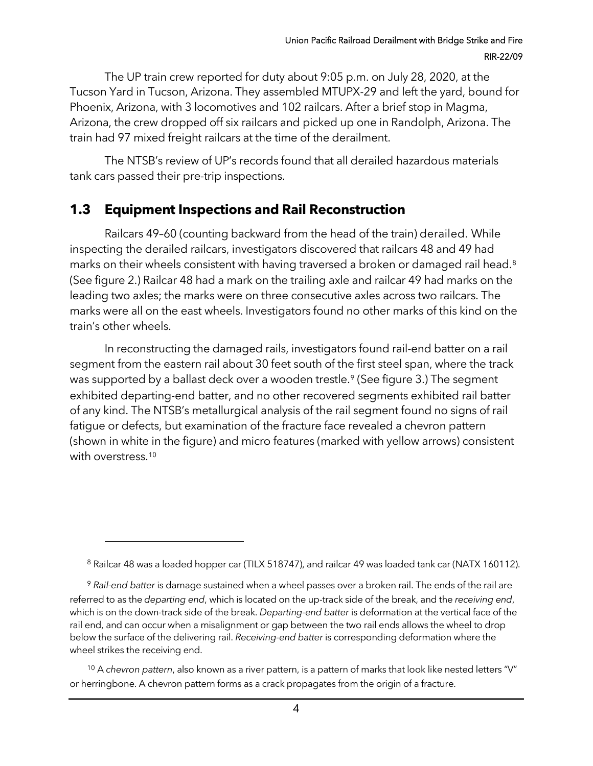The UP train crew reported for duty about 9:05 p.m. on July 28, 2020, at the Tucson Yard in Tucson, Arizona. They assembled MTUPX-29 and left the yard, bound for Phoenix, Arizona, with 3 locomotives and 102 railcars. After a brief stop in Magma, Arizona, the crew dropped off six railcars and picked up one in Randolph, Arizona. The train had 97 mixed freight railcars at the time of the derailment.

The NTSB's review of UP's records found that all derailed hazardous materials tank cars passed their pre-trip inspections.

## 1.3 Equipment Inspections and Rail Reconstruction

Railcars 49–60 (counting backward from the head of the train) derailed. While inspecting the derailed railcars, investigators discovered that railcars 48 and 49 had marks on their wheels consistent with having traversed a broken or damaged rail head.[8] (See figure 2.) Railcar 48 had a mark on the trailing axle and railcar 49 had marks on the leading two axles; the marks were on three consecutive axles across two railcars. The marks were all on the east wheels. Investigators found no other marks of this kind on the train's other wheels.

In reconstructing the damaged rails, investigators found rail-end batter on a rail segment from the eastern rail about 30 feet south of the first steel span, where the track was supported by a ballast deck over a wooden trestle.[9] (See figure 3.) The segment exhibited departing-end batter, and no other recovered segments exhibited rail batter of any kind. The NTSB's metallurgical analysis of the rail segment found no signs of rail fatigue or defects, but examination of the fracture face revealed a chevron pattern (shown in white in the figure) and micro features (marked with yellow arrows) consistent with overstress.[10]

---

[8] Railcar 48 was a loaded hopper car (TILX 518747), and railcar 49 was loaded tank car (NATX 160112).

[9] *Rail-end batter* is damage sustained when a wheel passes over a broken rail. The ends of the rail are referred to as the *departing end*, which is located on the up-track side of the break, and the *receiving end*, which is on the down-track side of the break. *Departing-end batter* is deformation at the vertical face of the rail end, and can occur when a misalignment or gap between the two rail ends allows the wheel to drop below the surface of the delivering rail. *Receiving-end batter* is corresponding deformation where the wheel strikes the receiving end.

[10] A *chevron pattern*, also known as a river pattern, is a pattern of marks that look like nested letters "V" or herringbone. A chevron pattern forms as a crack propagates from the origin of a fracture.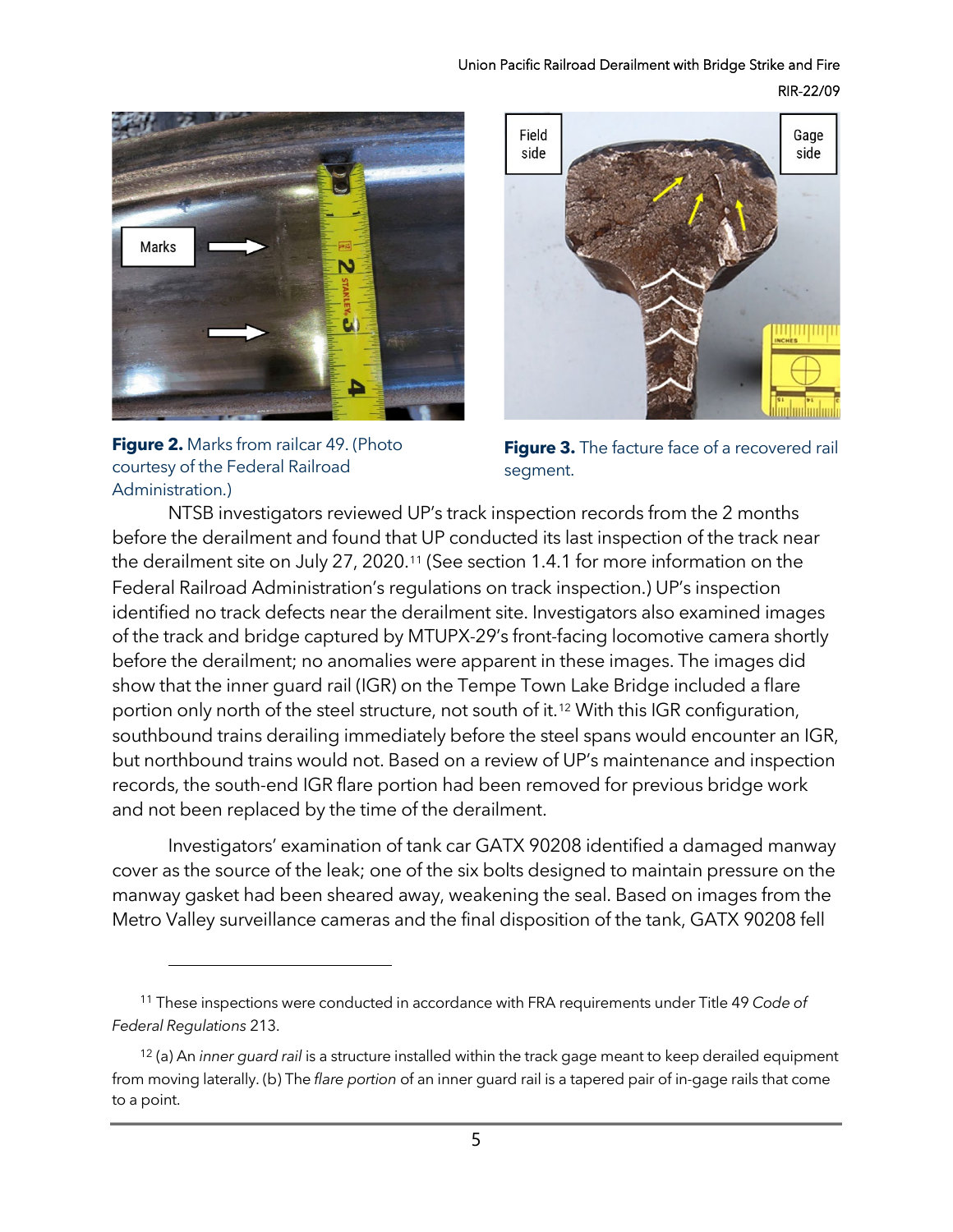Figure 2. Marks from railcar 49. (Photo courtesy of the Federal Railroad Administration.)

Figure 3. The facture face of a recovered rail segment.

NTSB investigators reviewed UP's track inspection records from the 2 months before the derailment and found that UP conducted its last inspection of the track near the derailment site on July 27, 2020.[11] (See section 1.4.1 for more information on the Federal Railroad Administration's regulations on track inspection.) UP's inspection identified no track defects near the derailment site. Investigators also examined images of the track and bridge captured by MTUPX-29's front-facing locomotive camera shortly before the derailment; no anomalies were apparent in these images. The images did show that the inner guard rail (IGR) on the Tempe Town Lake Bridge included a flare portion only north of the steel structure, not south of it.[12] With this IGR configuration, southbound trains derailing immediately before the steel spans would encounter an IGR, but northbound trains would not. Based on a review of UP's maintenance and inspection records, the south-end IGR flare portion had been removed for previous bridge work and not been replaced by the time of the derailment.

Investigators' examination of tank car GATX 90208 identified a damaged manway cover as the source of the leak; one of the six bolts designed to maintain pressure on the manway gasket had been sheared away, weakening the seal. Based on images from the Metro Valley surveillance cameras and the final disposition of the tank, GATX 90208 fell

[11] These inspections were conducted in accordance with FRA requirements under Title 49 *Code of Federal Regulations* 213.

[12] (a) An *inner guard rail* is a structure installed within the track gage meant to keep derailed equipment from moving laterally. (b) The *flare portion* of an inner guard rail is a tapered pair of in-gage rails that come to a point.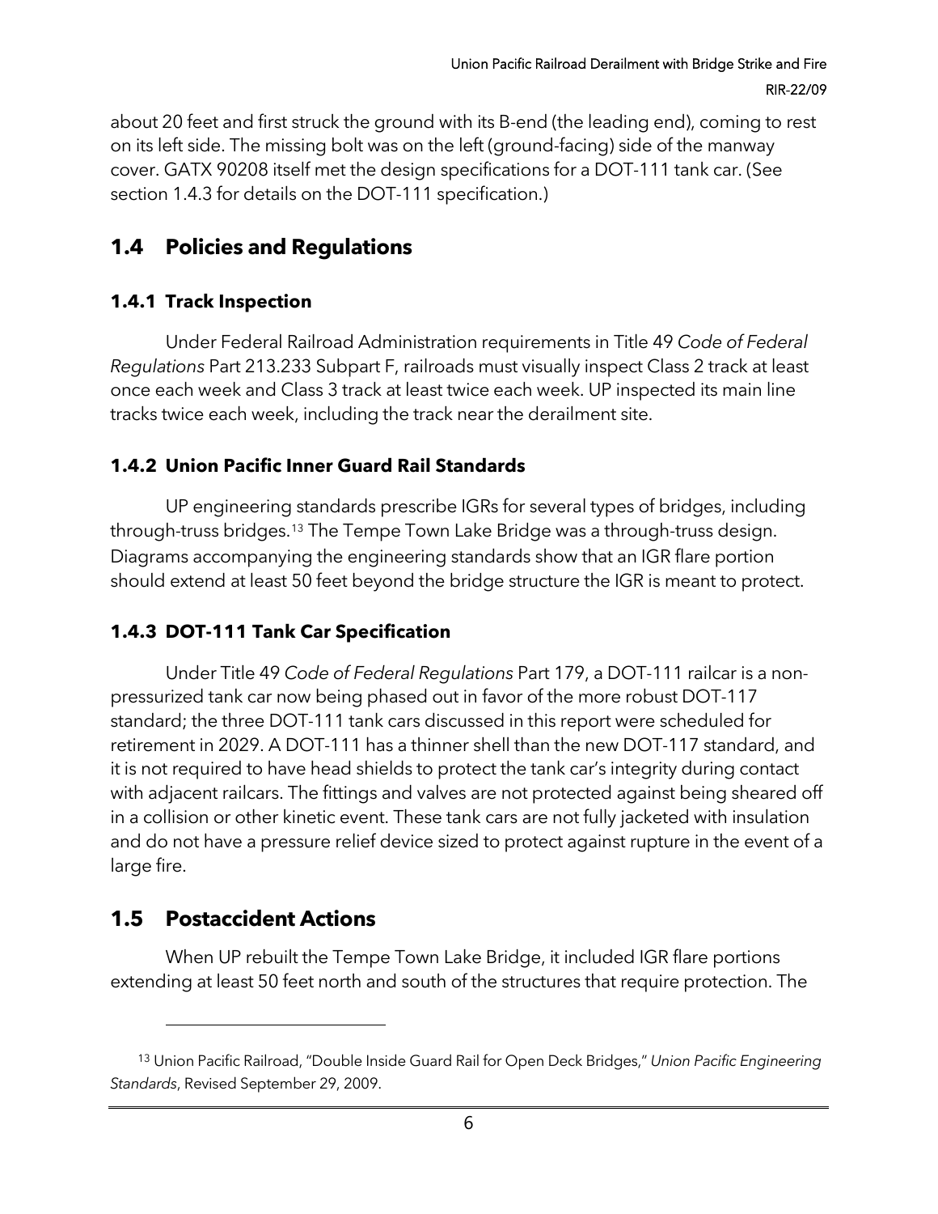about 20 feet and first struck the ground with its B-end (the leading end), coming to rest on its left side. The missing bolt was on the left (ground-facing) side of the manway cover. GATX 90208 itself met the design specifications for a DOT-111 tank car. (See section 1.4.3 for details on the DOT-111 specification.)

## 1.4 Policies and Regulations

### 1.4.1 Track Inspection

Under Federal Railroad Administration requirements in Title 49 *Code of Federal Regulations* Part 213.233 Subpart F, railroads must visually inspect Class 2 track at least once each week and Class 3 track at least twice each week. UP inspected its main line tracks twice each week, including the track near the derailment site.

### 1.4.2 Union Pacific Inner Guard Rail Standards

UP engineering standards prescribe IGRs for several types of bridges, including through-truss bridges.[13] The Tempe Town Lake Bridge was a through-truss design. Diagrams accompanying the engineering standards show that an IGR flare portion should extend at least 50 feet beyond the bridge structure the IGR is meant to protect.

### 1.4.3 DOT-111 Tank Car Specification

Under Title 49 *Code of Federal Regulations* Part 179, a DOT-111 railcar is a non-pressurized tank car now being phased out in favor of the more robust DOT-117 standard; the three DOT-111 tank cars discussed in this report were scheduled for retirement in 2029. A DOT-111 has a thinner shell than the new DOT-117 standard, and it is not required to have head shields to protect the tank car's integrity during contact with adjacent railcars. The fittings and valves are not protected against being sheared off in a collision or other kinetic event. These tank cars are not fully jacketed with insulation and do not have a pressure relief device sized to protect against rupture in the event of a large fire.

## 1.5 Postaccident Actions

When UP rebuilt the Tempe Town Lake Bridge, it included IGR flare portions extending at least 50 feet north and south of the structures that require protection. The

[13] Union Pacific Railroad, "Double Inside Guard Rail for Open Deck Bridges," *Union Pacific Engineering Standards*, Revised September 29, 2009.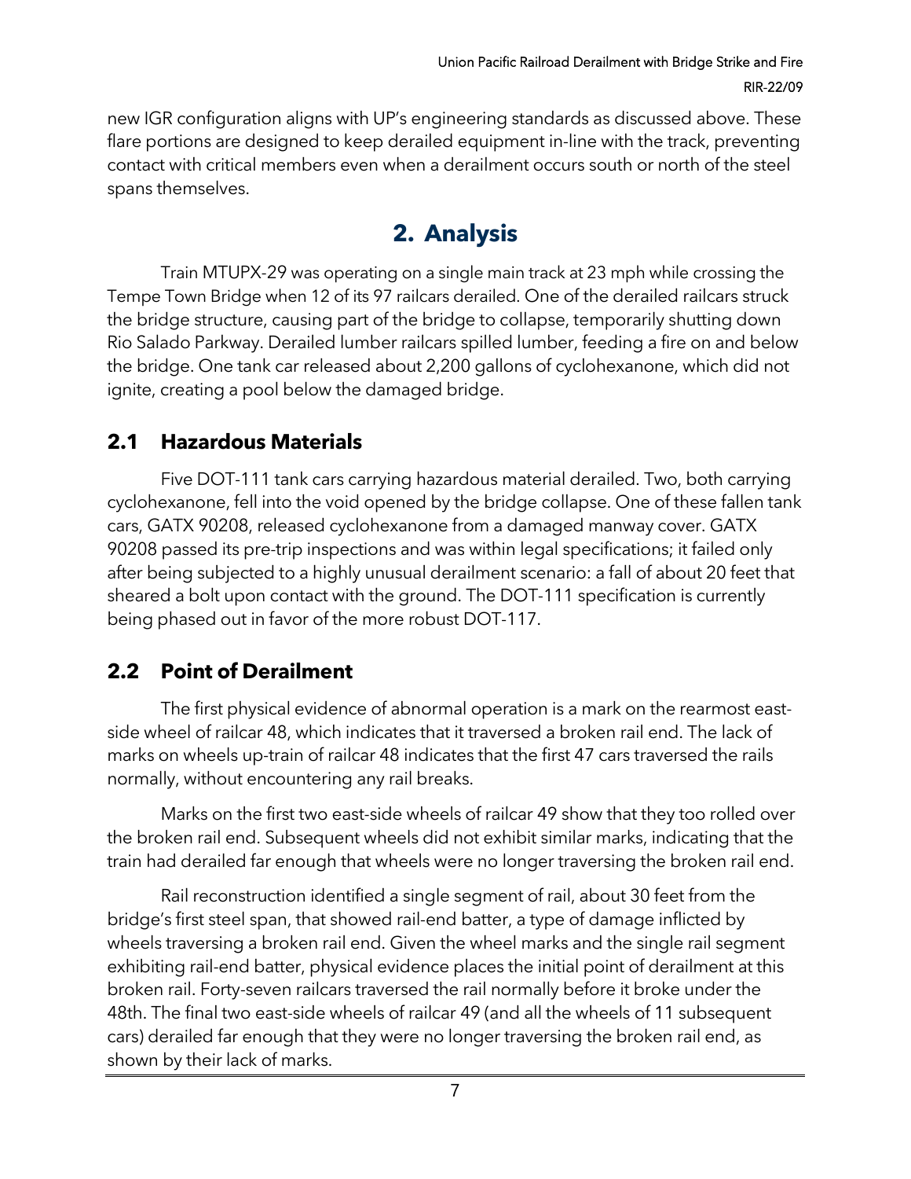new IGR configuration aligns with UP's engineering standards as discussed above. These flare portions are designed to keep derailed equipment in-line with the track, preventing contact with critical members even when a derailment occurs south or north of the steel spans themselves.

# 2. Analysis

Train MTUPX-29 was operating on a single main track at 23 mph while crossing the Tempe Town Bridge when 12 of its 97 railcars derailed. One of the derailed railcars struck the bridge structure, causing part of the bridge to collapse, temporarily shutting down Rio Salado Parkway. Derailed lumber railcars spilled lumber, feeding a fire on and below the bridge. One tank car released about 2,200 gallons of cyclohexanone, which did not ignite, creating a pool below the damaged bridge.

## 2.1 Hazardous Materials

Five DOT-111 tank cars carrying hazardous material derailed. Two, both carrying cyclohexanone, fell into the void opened by the bridge collapse. One of these fallen tank cars, GATX 90208, released cyclohexanone from a damaged manway cover. GATX 90208 passed its pre-trip inspections and was within legal specifications; it failed only after being subjected to a highly unusual derailment scenario: a fall of about 20 feet that sheared a bolt upon contact with the ground. The DOT-111 specification is currently being phased out in favor of the more robust DOT-117.

## 2.2 Point of Derailment

The first physical evidence of abnormal operation is a mark on the rearmost east-side wheel of railcar 48, which indicates that it traversed a broken rail end. The lack of marks on wheels up-train of railcar 48 indicates that the first 47 cars traversed the rails normally, without encountering any rail breaks.

Marks on the first two east-side wheels of railcar 49 show that they too rolled over the broken rail end. Subsequent wheels did not exhibit similar marks, indicating that the train had derailed far enough that wheels were no longer traversing the broken rail end.

Rail reconstruction identified a single segment of rail, about 30 feet from the bridge's first steel span, that showed rail-end batter, a type of damage inflicted by wheels traversing a broken rail end. Given the wheel marks and the single rail segment exhibiting rail-end batter, physical evidence places the initial point of derailment at this broken rail. Forty-seven railcars traversed the rail normally before it broke under the 48th. The final two east-side wheels of railcar 49 (and all the wheels of 11 subsequent cars) derailed far enough that they were no longer traversing the broken rail end, as shown by their lack of marks.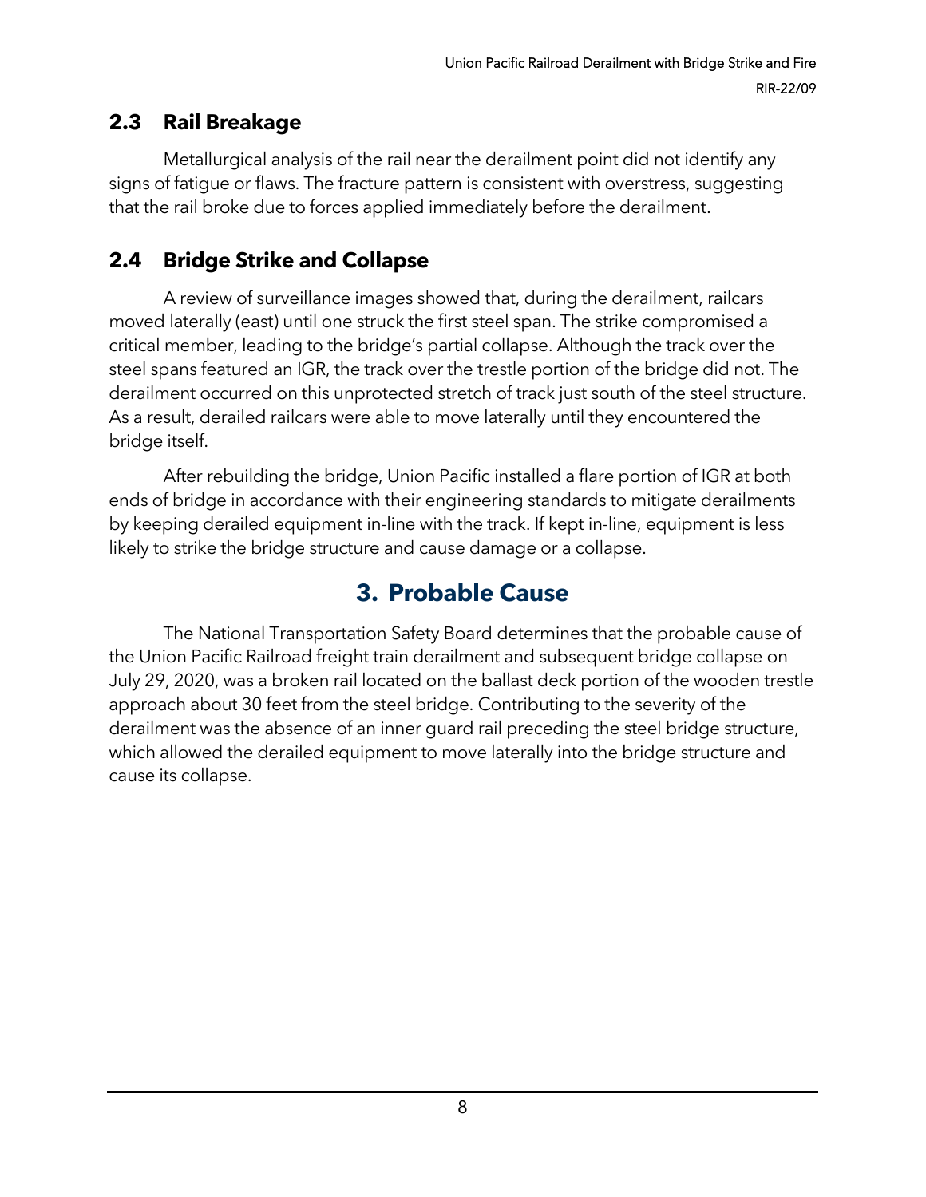## 2.3 Rail Breakage

Metallurgical analysis of the rail near the derailment point did not identify any signs of fatigue or flaws. The fracture pattern is consistent with overstress, suggesting that the rail broke due to forces applied immediately before the derailment.

## 2.4 Bridge Strike and Collapse

A review of surveillance images showed that, during the derailment, railcars moved laterally (east) until one struck the first steel span. The strike compromised a critical member, leading to the bridge's partial collapse. Although the track over the steel spans featured an IGR, the track over the trestle portion of the bridge did not. The derailment occurred on this unprotected stretch of track just south of the steel structure. As a result, derailed railcars were able to move laterally until they encountered the bridge itself.

After rebuilding the bridge, Union Pacific installed a flare portion of IGR at both ends of bridge in accordance with their engineering standards to mitigate derailments by keeping derailed equipment in-line with the track. If kept in-line, equipment is less likely to strike the bridge structure and cause damage or a collapse.

# 3. Probable Cause

The National Transportation Safety Board determines that the probable cause of the Union Pacific Railroad freight train derailment and subsequent bridge collapse on July 29, 2020, was a broken rail located on the ballast deck portion of the wooden trestle approach about 30 feet from the steel bridge. Contributing to the severity of the derailment was the absence of an inner guard rail preceding the steel bridge structure, which allowed the derailed equipment to move laterally into the bridge structure and cause its collapse.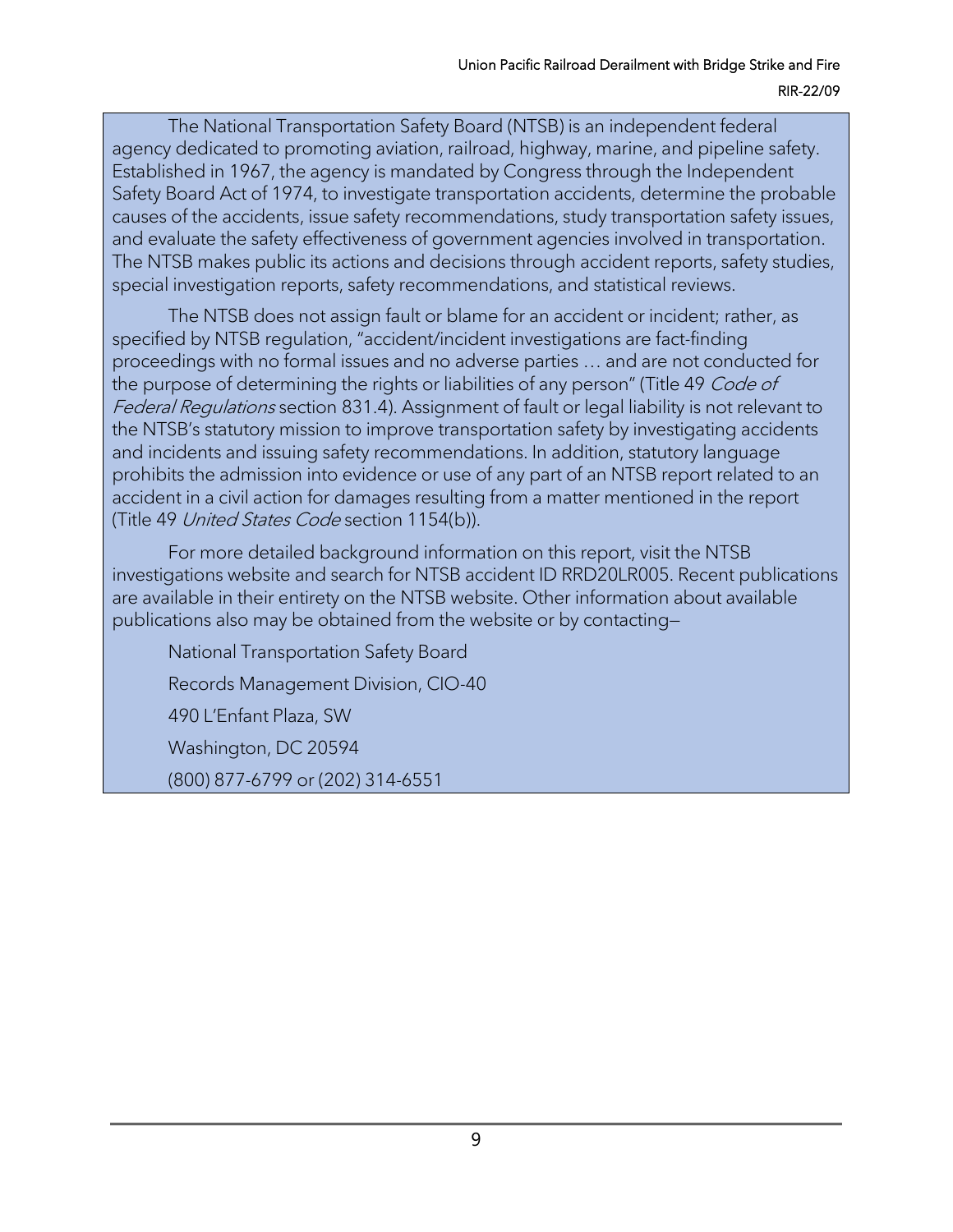The National Transportation Safety Board (NTSB) is an independent federal agency dedicated to promoting aviation, railroad, highway, marine, and pipeline safety. Established in 1967, the agency is mandated by Congress through the Independent Safety Board Act of 1974, to investigate transportation accidents, determine the probable causes of the accidents, issue safety recommendations, study transportation safety issues, and evaluate the safety effectiveness of government agencies involved in transportation. The NTSB makes public its actions and decisions through accident reports, safety studies, special investigation reports, safety recommendations, and statistical reviews.

The NTSB does not assign fault or blame for an accident or incident; rather, as specified by NTSB regulation, "accident/incident investigations are fact-finding proceedings with no formal issues and no adverse parties … and are not conducted for the purpose of determining the rights or liabilities of any person" (Title 49 *Code of Federal Regulations* section 831.4). Assignment of fault or legal liability is not relevant to the NTSB's statutory mission to improve transportation safety by investigating accidents and incidents and issuing safety recommendations. In addition, statutory language prohibits the admission into evidence or use of any part of an NTSB report related to an accident in a civil action for damages resulting from a matter mentioned in the report (Title 49 *United States Code* section 1154(b)).

For more detailed background information on this report, visit the NTSB investigations website and search for NTSB accident ID RRD20LR005. Recent publications are available in their entirety on the NTSB website. Other information about available publications also may be obtained from the website or by contacting—

National Transportation Safety Board

Records Management Division, CIO-40

490 L'Enfant Plaza, SW

Washington, DC 20594

(800) 877-6799 or (202) 314-6551